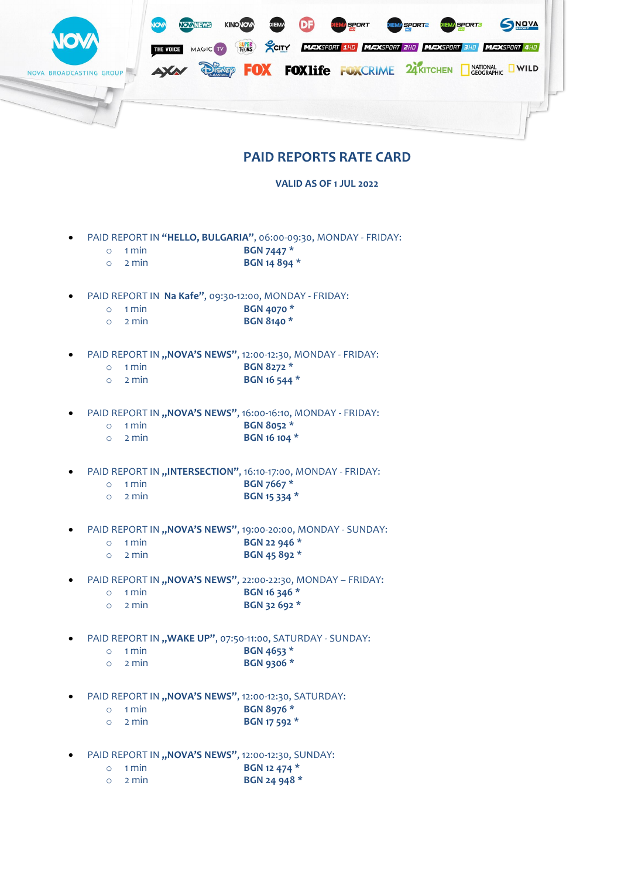NOVA BROADCASTING GROUP

# PAID REPORTS RATE CARD

**VALID AS OF 1 JUL 2022**

- PAID REPORT IN **"HELLO, BULGARIA"**, 06:00-09:30, MONDAY - FRIDAY:
  - 1 min **BGN 7447 ***
  - 2 min **BGN 14 894 ***

- PAID REPORT IN **Na Kafe"**, 09:30-12:00, MONDAY - FRIDAY:
  - 1 min **BGN 4070 ***
  - 2 min **BGN 8140 ***

- PAID REPORT IN **„NOVA'S NEWS"**, 12:00-12:30, MONDAY - FRIDAY:
  - 1 min **BGN 8272 ***
  - 2 min **BGN 16 544 ***

- PAID REPORT IN **„NOVA'S NEWS"**, 16:00-16:10, MONDAY - FRIDAY:
  - 1 min **BGN 8052 ***
  - 2 min **BGN 16 104 ***

- PAID REPORT IN **„INTERSECTION"**, 16:10-17:00, MONDAY - FRIDAY:
  - 1 min **BGN 7667 ***
  - 2 min **BGN 15 334 ***

- PAID REPORT IN **„NOVA'S NEWS"**, 19:00-20:00, MONDAY - SUNDAY:
  - 1 min **BGN 22 946 ***
  - 2 min **BGN 45 892 ***

- PAID REPORT IN **„NOVA'S NEWS"**, 22:00-22:30, MONDAY – FRIDAY:
  - 1 min **BGN 16 346 ***
  - 2 min **BGN 32 692 ***

- PAID REPORT IN **„WAKE UP"**, 07:50-11:00, SATURDAY - SUNDAY:
  - 1 min **BGN 4653 ***
  - 2 min **BGN 9306 ***

- PAID REPORT IN **„NOVA'S NEWS"**, 12:00-12:30, SATURDAY:
  - 1 min **BGN 8976 ***
  - 2 min **BGN 17 592 ***

- PAID REPORT IN **„NOVA'S NEWS"**, 12:00-12:30, SUNDAY:
  - 1 min **BGN 12 474 ***
  - 2 min **BGN 24 948 ***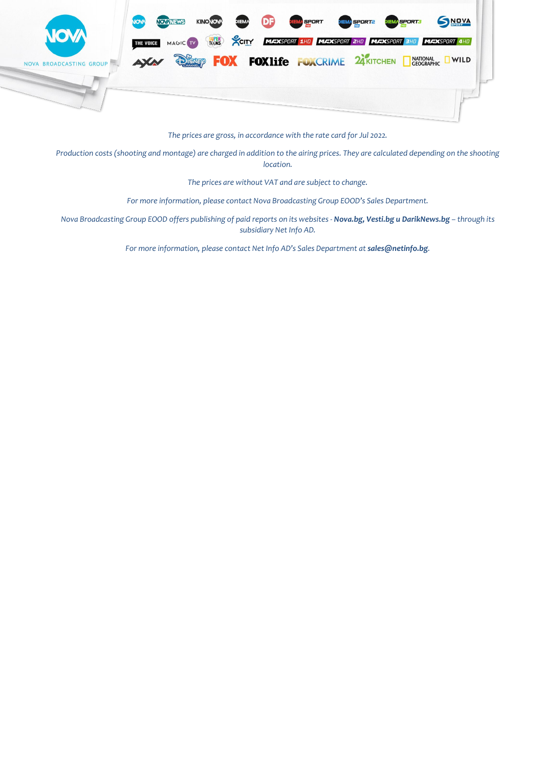*The prices are gross, in accordance with the rate card for Jul 2022.*

*Production costs (shooting and montage) are charged in addition to the airing prices. They are calculated depending on the shooting location.*

*The prices are without VAT and are subject to change.*

*For more information, please contact Nova Broadcasting Group EOOD's Sales Department.*

*Nova Broadcasting Group EOOD offers publishing of paid reports on its websites - **Nova.bg, Vesti.bg u DarikNews.bg** – through its subsidiary Net Info AD.*

*For more information, please contact Net Info AD's Sales Department at **sales@netinfo.bg**.*